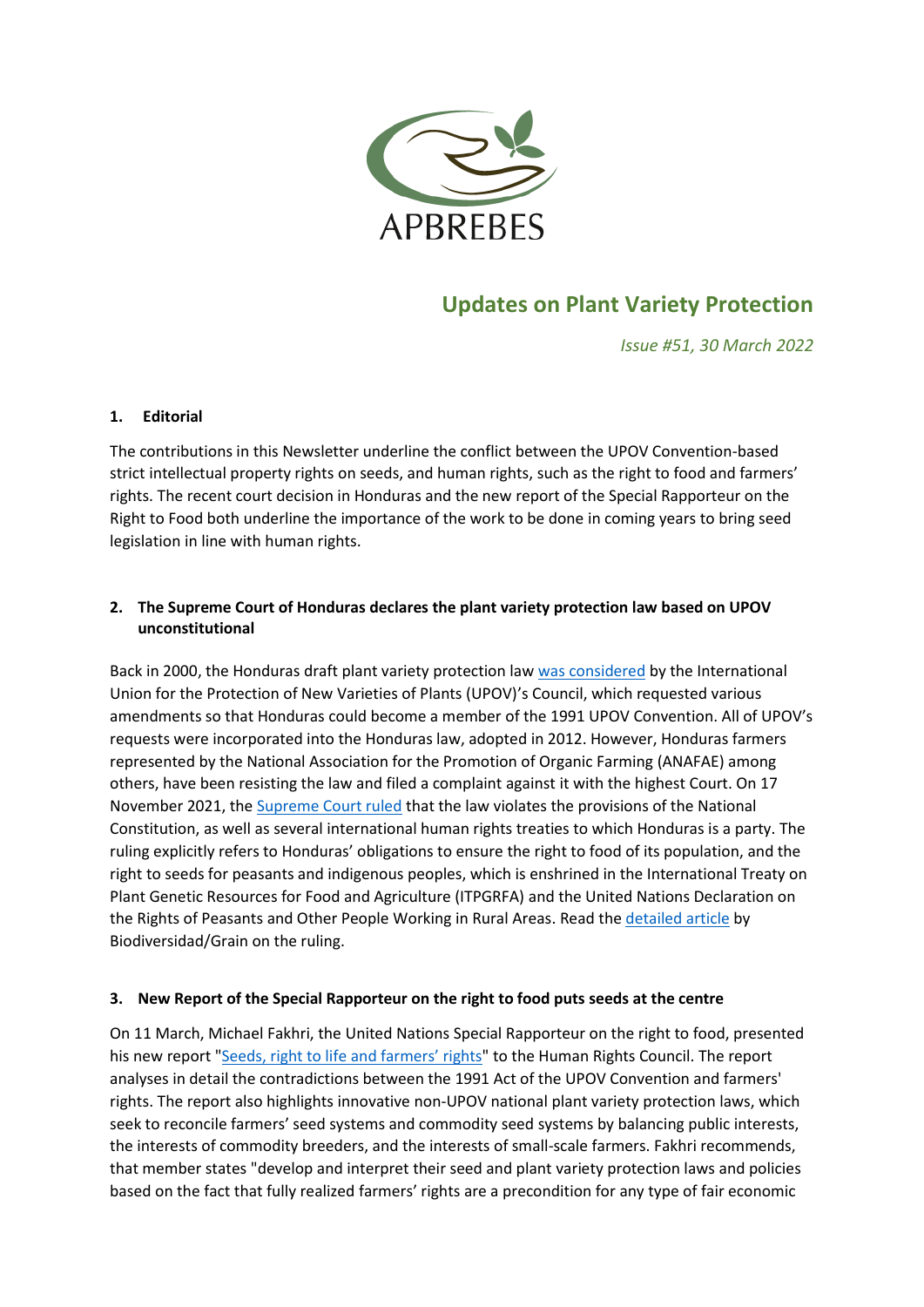APBREBES

# Updates on Plant Variety Protection

*Issue #51, 30 March 2022*

## 1. Editorial

The contributions in this Newsletter underline the conflict between the UPOV Convention-based strict intellectual property rights on seeds, and human rights, such as the right to food and farmers' rights. The recent court decision in Honduras and the new report of the Special Rapporteur on the Right to Food both underline the importance of the work to be done in coming years to bring seed legislation in line with human rights.

## 2. The Supreme Court of Honduras declares the plant variety protection law based on UPOV unconstitutional

Back in 2000, the Honduras draft plant variety protection law was considered by the International Union for the Protection of New Varieties of Plants (UPOV)'s Council, which requested various amendments so that Honduras could become a member of the 1991 UPOV Convention. All of UPOV's requests were incorporated into the Honduras law, adopted in 2012. However, Honduras farmers represented by the National Association for the Promotion of Organic Farming (ANAFAE) among others, have been resisting the law and filed a complaint against it with the highest Court. On 17 November 2021, the Supreme Court ruled that the law violates the provisions of the National Constitution, as well as several international human rights treaties to which Honduras is a party. The ruling explicitly refers to Honduras' obligations to ensure the right to food of its population, and the right to seeds for peasants and indigenous peoples, which is enshrined in the International Treaty on Plant Genetic Resources for Food and Agriculture (ITPGRFA) and the United Nations Declaration on the Rights of Peasants and Other People Working in Rural Areas. Read the detailed article by Biodiversidad/Grain on the ruling.

## 3. New Report of the Special Rapporteur on the right to food puts seeds at the centre

On 11 March, Michael Fakhri, the United Nations Special Rapporteur on the right to food, presented his new report "Seeds, right to life and farmers' rights" to the Human Rights Council. The report analyses in detail the contradictions between the 1991 Act of the UPOV Convention and farmers' rights. The report also highlights innovative non-UPOV national plant variety protection laws, which seek to reconcile farmers' seed systems and commodity seed systems by balancing public interests, the interests of commodity breeders, and the interests of small-scale farmers. Fakhri recommends, that member states "develop and interpret their seed and plant variety protection laws and policies based on the fact that fully realized farmers' rights are a precondition for any type of fair economic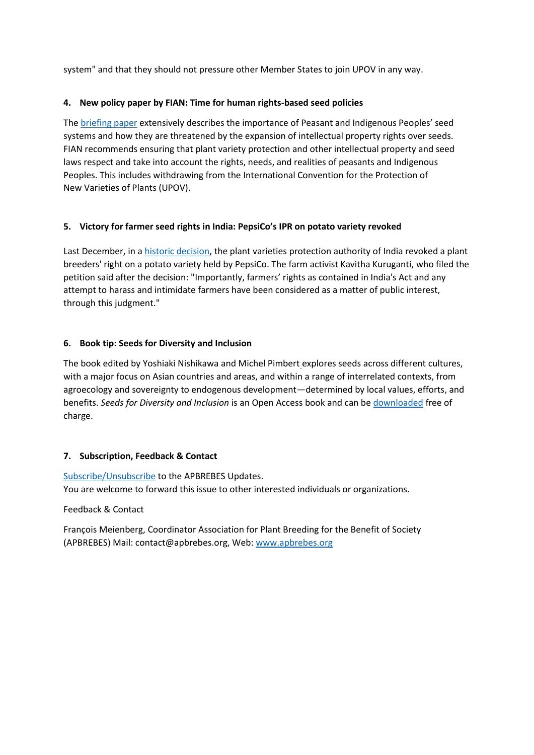system" and that they should not pressure other Member States to join UPOV in any way.

#### 4. New policy paper by FIAN: Time for human rights-based seed policies

The briefing paper extensively describes the importance of Peasant and Indigenous Peoples' seed systems and how they are threatened by the expansion of intellectual property rights over seeds. FIAN recommends ensuring that plant variety protection and other intellectual property and seed laws respect and take into account the rights, needs, and realities of peasants and Indigenous Peoples. This includes withdrawing from the International Convention for the Protection of New Varieties of Plants (UPOV).

#### 5. Victory for farmer seed rights in India: PepsiCo's IPR on potato variety revoked

Last December, in a historic decision, the plant varieties protection authority of India revoked a plant breeders' right on a potato variety held by PepsiCo. The farm activist Kavitha Kuruganti, who filed the petition said after the decision: "Importantly, farmers' rights as contained in India's Act and any attempt to harass and intimidate farmers have been considered as a matter of public interest, through this judgment."

#### 6. Book tip: Seeds for Diversity and Inclusion

The book edited by Yoshiaki Nishikawa and Michel Pimbert explores seeds across different cultures, with a major focus on Asian countries and areas, and within a range of interrelated contexts, from agroecology and sovereignty to endogenous development—determined by local values, efforts, and benefits. *Seeds for Diversity and Inclusion* is an Open Access book and can be downloaded free of charge.

#### 7. Subscription, Feedback & Contact

Subscribe/Unsubscribe to the APBREBES Updates.
You are welcome to forward this issue to other interested individuals or organizations.

Feedback & Contact

François Meienberg, Coordinator Association for Plant Breeding for the Benefit of Society (APBREBES) Mail: contact@apbrebes.org, Web: www.apbrebes.org